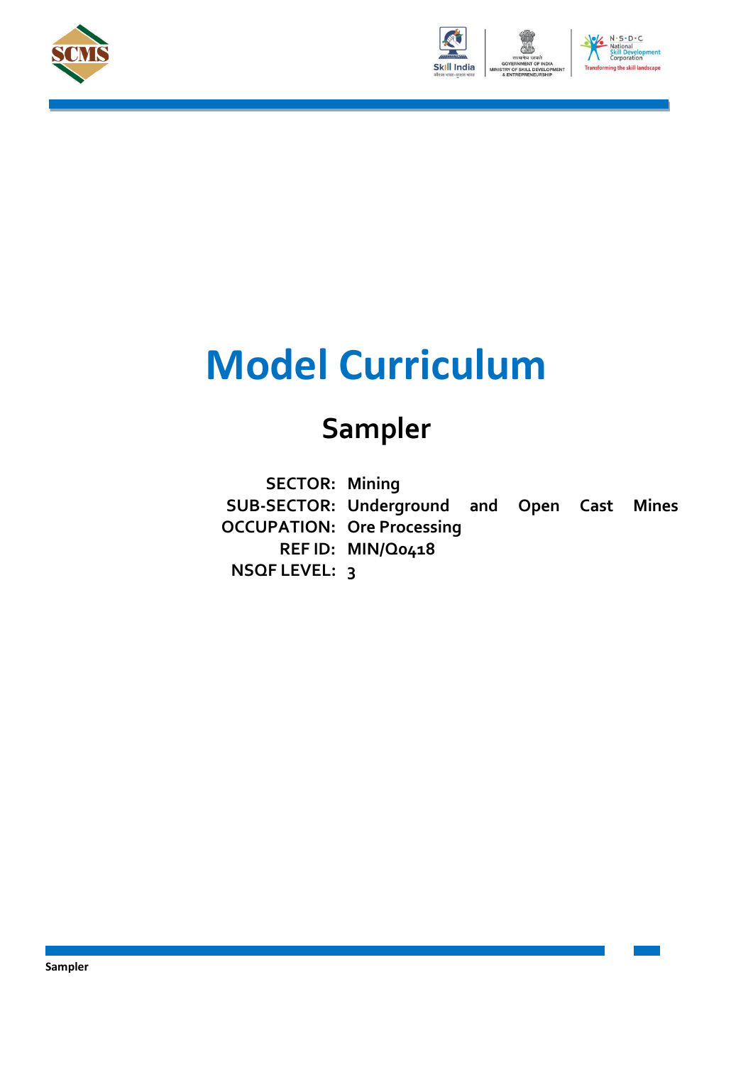# Model Curriculum

## Sampler

**SECTOR:** Mining
**SUB-SECTOR:** Underground and Open Cast Mines
**OCCUPATION:** Ore Processing
**REF ID:** MIN/Q0418
**NSQF LEVEL:** 3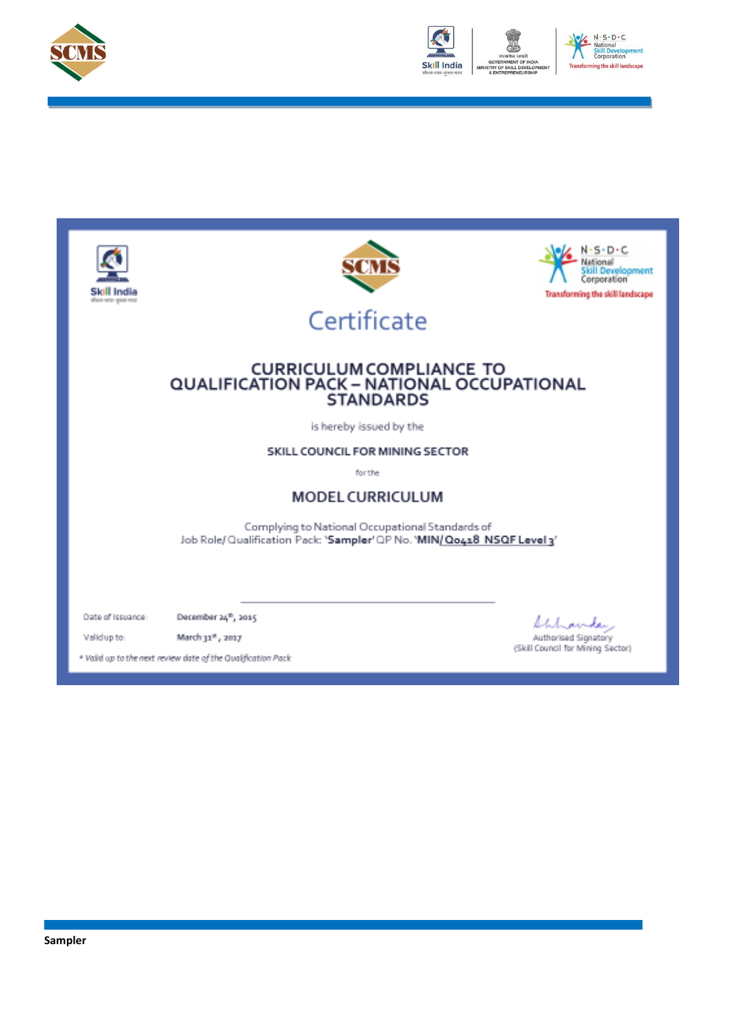# Certificate

## CURRICULUM COMPLIANCE TO QUALIFICATION PACK – NATIONAL OCCUPATIONAL STANDARDS

is hereby issued by the

**SKILL COUNCIL FOR MINING SECTOR**

for the

## MODEL CURRICULUM

Complying to National Occupational Standards of
Job Role/ Qualification Pack: '**Sampler**' QP No. '**MIN/Q0418 NSQF Level 3**'

Date of Issuance: **December 24th, 2015**

Valid up to: **March 31st, 2017**

*\* Valid up to the next review date of the Qualification Pack*

Authorised Signatory
(Skill Council for Mining Sector)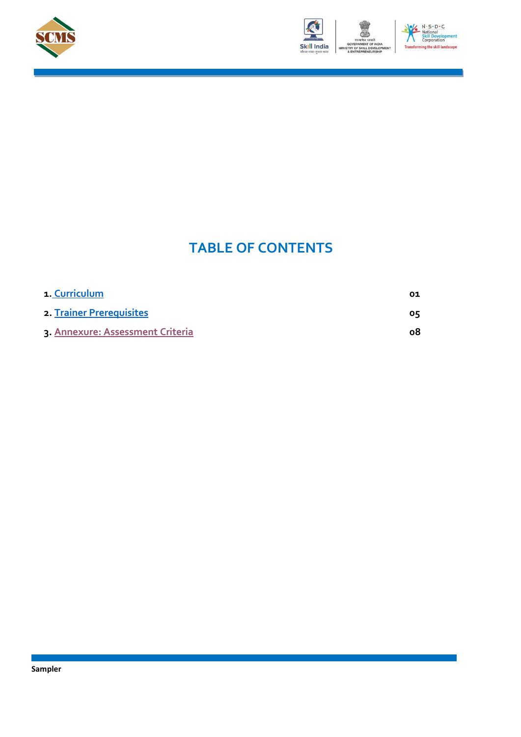# TABLE OF CONTENTS

| | |
|---|---|
| 1. Curriculum | 01 |
| 2. Trainer Prerequisites | 05 |
| 3. Annexure: Assessment Criteria | 08 |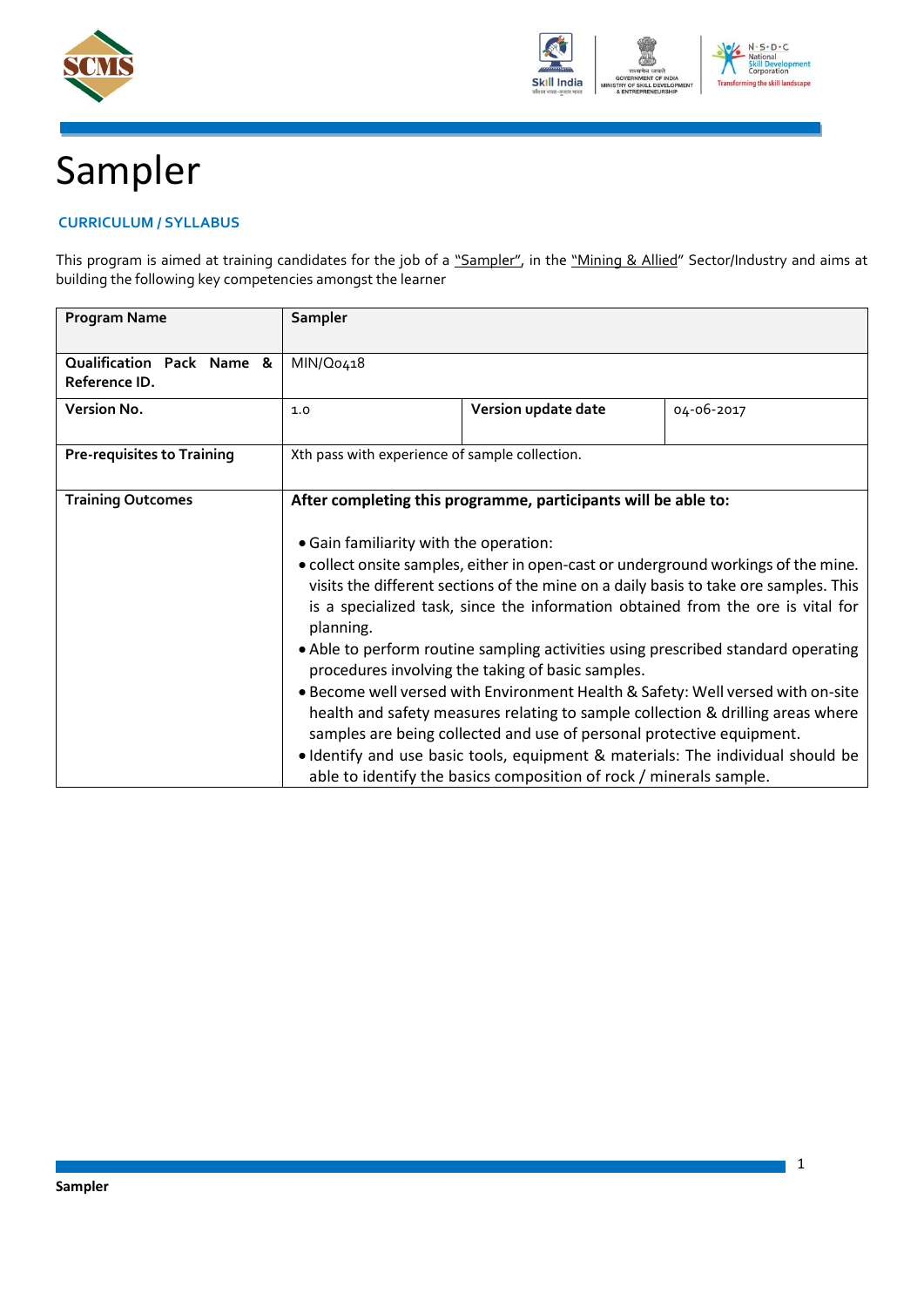# Sampler

### CURRICULUM / SYLLABUS

This program is aimed at training candidates for the job of a "Sampler", in the "Mining & Allied" Sector/Industry and aims at building the following key competencies amongst the learner

| **Program Name** | **Sampler** | | |
|---|---|---|---|
| **Qualification Pack Name & Reference ID.** | MIN/Q0418 | | |
| **Version No.** | 1.0 | **Version update date** | 04-06-2017 |
| **Pre-requisites to Training** | Xth pass with experience of sample collection. | | |
| **Training Outcomes** | **After completing this programme, participants will be able to:**<br><br>• Gain familiarity with the operation:<br>• collect onsite samples, either in open-cast or underground workings of the mine. visits the different sections of the mine on a daily basis to take ore samples. This is a specialized task, since the information obtained from the ore is vital for planning.<br>• Able to perform routine sampling activities using prescribed standard operating procedures involving the taking of basic samples.<br>• Become well versed with Environment Health & Safety: Well versed with on-site health and safety measures relating to sample collection & drilling areas where samples are being collected and use of personal protective equipment.<br>• Identify and use basic tools, equipment & materials: The individual should be able to identify the basics composition of rock / minerals sample. | | |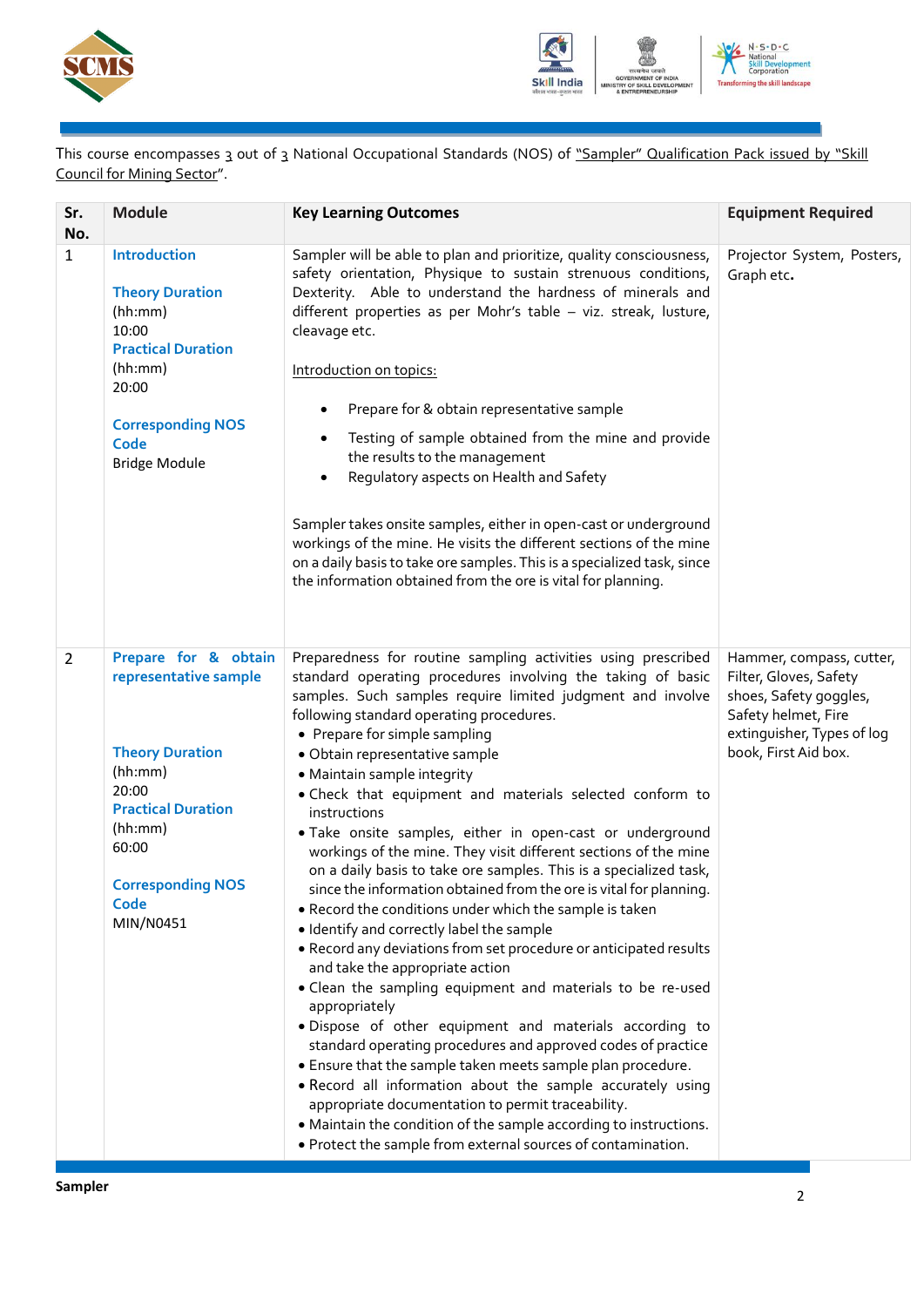This course encompasses 3 out of 3 National Occupational Standards (NOS) of "Sampler" Qualification Pack issued by "Skill Council for Mining Sector".

| Sr. No. | Module | Key Learning Outcomes | Equipment Required |
|---|---|---|---|
| 1 | **Introduction**<br><br>**Theory Duration** (hh:mm)<br>10:00<br>**Practical Duration** (hh:mm)<br>20:00<br><br>**Corresponding NOS Code**<br>Bridge Module | Sampler will be able to plan and prioritize, quality consciousness, safety orientation, Physique to sustain strenuous conditions, Dexterity. Able to understand the hardness of minerals and different properties as per Mohr's table – viz. streak, lusture, cleavage etc.<br><br>Introduction on topics:<br>• Prepare for & obtain representative sample<br>• Testing of sample obtained from the mine and provide the results to the management<br>• Regulatory aspects on Health and Safety<br><br>Sampler takes onsite samples, either in open-cast or underground workings of the mine. He visits the different sections of the mine on a daily basis to take ore samples. This is a specialized task, since the information obtained from the ore is vital for planning. | Projector System, Posters, Graph etc. |
| 2 | **Prepare for & obtain representative sample**<br><br>**Theory Duration** (hh:mm)<br>20:00<br>**Practical Duration** (hh:mm)<br>60:00<br><br>**Corresponding NOS Code**<br>MIN/N0451 | Preparedness for routine sampling activities using prescribed standard operating procedures involving the taking of basic samples. Such samples require limited judgment and involve following standard operating procedures.<br>• Prepare for simple sampling<br>• Obtain representative sample<br>• Maintain sample integrity<br>• Check that equipment and materials selected conform to instructions<br>• Take onsite samples, either in open-cast or underground workings of the mine. They visit different sections of the mine on a daily basis to take ore samples. This is a specialized task, since the information obtained from the ore is vital for planning.<br>• Record the conditions under which the sample is taken<br>• Identify and correctly label the sample<br>• Record any deviations from set procedure or anticipated results and take the appropriate action<br>• Clean the sampling equipment and materials to be re-used appropriately<br>• Dispose of other equipment and materials according to standard operating procedures and approved codes of practice<br>• Ensure that the sample taken meets sample plan procedure.<br>• Record all information about the sample accurately using appropriate documentation to permit traceability.<br>• Maintain the condition of the sample according to instructions.<br>• Protect the sample from external sources of contamination. | Hammer, compass, cutter, Filter, Gloves, Safety shoes, Safety goggles, Safety helmet, Fire extinguisher, Types of log book, First Aid box. |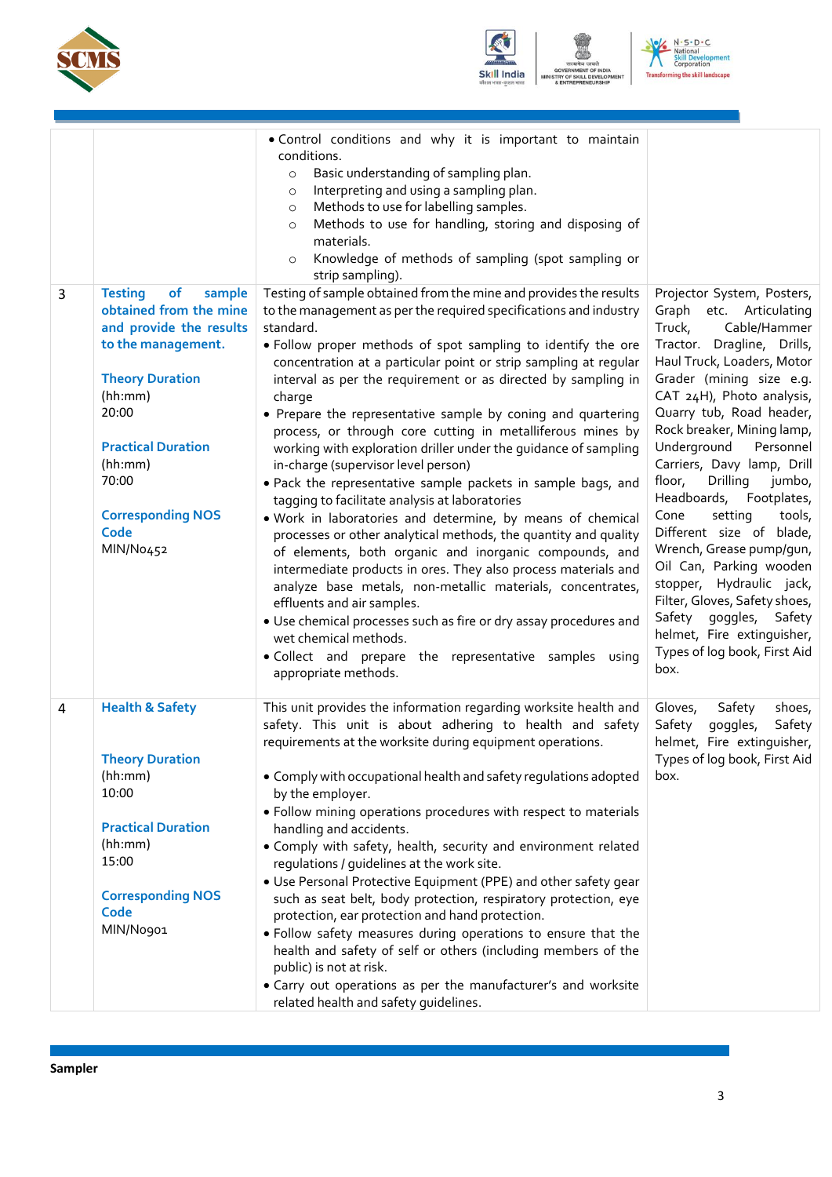| | | | |
|---|---|---|---|
| | | • Control conditions and why it is important to maintain conditions.<br>○ Basic understanding of sampling plan.<br>○ Interpreting and using a sampling plan.<br>○ Methods to use for labelling samples.<br>○ Methods to use for handling, storing and disposing of materials.<br>○ Knowledge of methods of sampling (spot sampling or strip sampling). | |
| 3 | **Testing of sample obtained from the mine and provide the results to the management.**<br><br>**Theory Duration**<br>(hh:mm)<br>20:00<br><br>**Practical Duration**<br>(hh:mm)<br>70:00<br><br>**Corresponding NOS Code**<br>MIN/N0452 | Testing of sample obtained from the mine and provides the results to the management as per the required specifications and industry standard.<br>• Follow proper methods of spot sampling to identify the ore concentration at a particular point or strip sampling at regular interval as per the requirement or as directed by sampling in charge<br>• Prepare the representative sample by coning and quartering process, or through core cutting in metalliferous mines by working with exploration driller under the guidance of sampling in-charge (supervisor level person)<br>• Pack the representative sample packets in sample bags, and tagging to facilitate analysis at laboratories<br>• Work in laboratories and determine, by means of chemical processes or other analytical methods, the quantity and quality of elements, both organic and inorganic compounds, and intermediate products in ores. They also process materials and analyze base metals, non-metallic materials, concentrates, effluents and air samples.<br>• Use chemical processes such as fire or dry assay procedures and wet chemical methods.<br>• Collect and prepare the representative samples using appropriate methods. | Projector System, Posters, Graph etc. Articulating Truck, Cable/Hammer Tractor. Dragline, Drills, Haul Truck, Loaders, Motor Grader (mining size e.g. CAT 24H), Photo analysis, Quarry tub, Road header, Rock breaker, Mining lamp, Underground Personnel Carriers, Davy lamp, Drill floor, Drilling jumbo, Headboards, Footplates, Cone setting tools, Different size of blade, Wrench, Grease pump/gun, Oil Can, Parking wooden stopper, Hydraulic jack, Filter, Gloves, Safety shoes, Safety goggles, Safety helmet, Fire extinguisher, Types of log book, First Aid box. |
| 4 | **Health & Safety**<br><br>**Theory Duration**<br>(hh:mm)<br>10:00<br><br>**Practical Duration**<br>(hh:mm)<br>15:00<br><br>**Corresponding NOS Code**<br>MIN/N0901 | This unit provides the information regarding worksite health and safety. This unit is about adhering to health and safety requirements at the worksite during equipment operations.<br><br>• Comply with occupational health and safety regulations adopted by the employer.<br>• Follow mining operations procedures with respect to materials handling and accidents.<br>• Comply with safety, health, security and environment related regulations / guidelines at the work site.<br>• Use Personal Protective Equipment (PPE) and other safety gear such as seat belt, body protection, respiratory protection, eye protection, ear protection and hand protection.<br>• Follow safety measures during operations to ensure that the health and safety of self or others (including members of the public) is not at risk.<br>• Carry out operations as per the manufacturer's and worksite related health and safety guidelines. | Gloves, Safety shoes, Safety goggles, Safety helmet, Fire extinguisher, Types of log book, First Aid box. |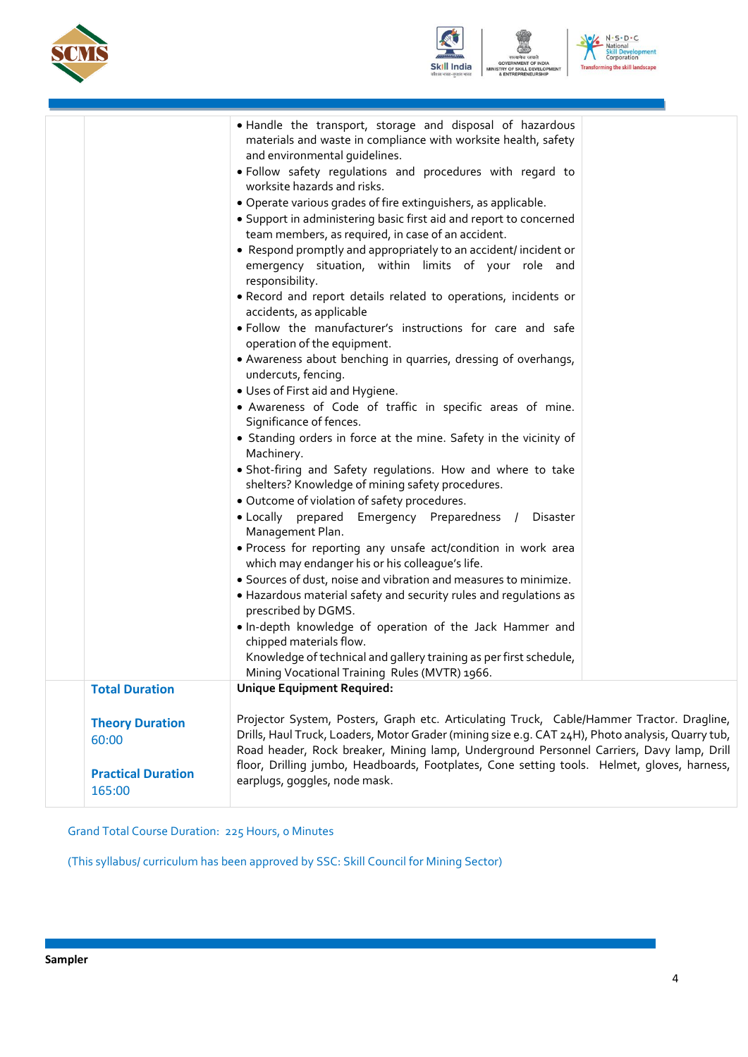| | | | |
|---|---|---|---|
| | | • Handle the transport, storage and disposal of hazardous materials and waste in compliance with worksite health, safety and environmental guidelines.<br>• Follow safety regulations and procedures with regard to worksite hazards and risks.<br>• Operate various grades of fire extinguishers, as applicable.<br>• Support in administering basic first aid and report to concerned team members, as required, in case of an accident.<br>• Respond promptly and appropriately to an accident/ incident or emergency situation, within limits of your role and responsibility.<br>• Record and report details related to operations, incidents or accidents, as applicable<br>• Follow the manufacturer's instructions for care and safe operation of the equipment.<br>• Awareness about benching in quarries, dressing of overhangs, undercuts, fencing.<br>• Uses of First aid and Hygiene.<br>• Awareness of Code of traffic in specific areas of mine. Significance of fences.<br>• Standing orders in force at the mine. Safety in the vicinity of Machinery.<br>• Shot-firing and Safety regulations. How and where to take shelters? Knowledge of mining safety procedures.<br>• Outcome of violation of safety procedures.<br>• Locally prepared Emergency Preparedness / Disaster Management Plan.<br>• Process for reporting any unsafe act/condition in work area which may endanger his or his colleague's life.<br>• Sources of dust, noise and vibration and measures to minimize.<br>• Hazardous material safety and security rules and regulations as prescribed by DGMS.<br>• In-depth knowledge of operation of the Jack Hammer and chipped materials flow.<br>Knowledge of technical and gallery training as per first schedule, Mining Vocational Training Rules (MVTR) 1966. | |
| | **Total Duration**<br><br>**Theory Duration**<br>60:00<br><br>**Practical Duration**<br>165:00 | **Unique Equipment Required:**<br><br>Projector System, Posters, Graph etc. Articulating Truck, Cable/Hammer Tractor. Dragline, Drills, Haul Truck, Loaders, Motor Grader (mining size e.g. CAT 24H), Photo analysis, Quarry tub, Road header, Rock breaker, Mining lamp, Underground Personnel Carriers, Davy lamp, Drill floor, Drilling jumbo, Headboards, Footplates, Cone setting tools. Helmet, gloves, harness, earplugs, goggles, node mask. | |

Grand Total Course Duration: 225 Hours, 0 Minutes

(This syllabus/ curriculum has been approved by SSC: Skill Council for Mining Sector)

**Sampler**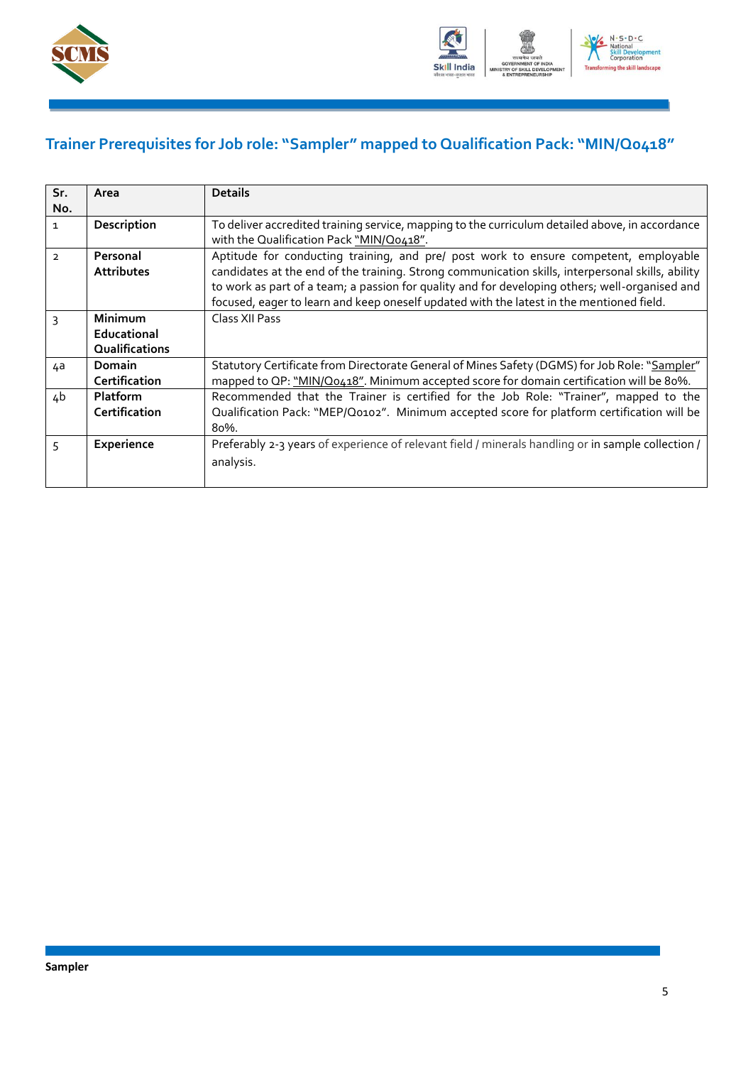## Trainer Prerequisites for Job role: "Sampler" mapped to Qualification Pack: "MIN/Q0418"

| Sr. No. | Area | Details |
|---|---|---|
| 1 | **Description** | To deliver accredited training service, mapping to the curriculum detailed above, in accordance with the Qualification Pack "MIN/Q0418". |
| 2 | **Personal Attributes** | Aptitude for conducting training, and pre/ post work to ensure competent, employable candidates at the end of the training. Strong communication skills, interpersonal skills, ability to work as part of a team; a passion for quality and for developing others; well-organised and focused, eager to learn and keep oneself updated with the latest in the mentioned field. |
| 3 | **Minimum Educational Qualifications** | Class XII Pass |
| 4a | **Domain Certification** | Statutory Certificate from Directorate General of Mines Safety (DGMS) for Job Role: "Sampler" mapped to QP: "MIN/Q0418". Minimum accepted score for domain certification will be 80%. |
| 4b | **Platform Certification** | Recommended that the Trainer is certified for the Job Role: "Trainer", mapped to the Qualification Pack: "MEP/Q0102". Minimum accepted score for platform certification will be 80%. |
| 5 | **Experience** | Preferably 2-3 years of experience of relevant field / minerals handling or in sample collection / analysis. |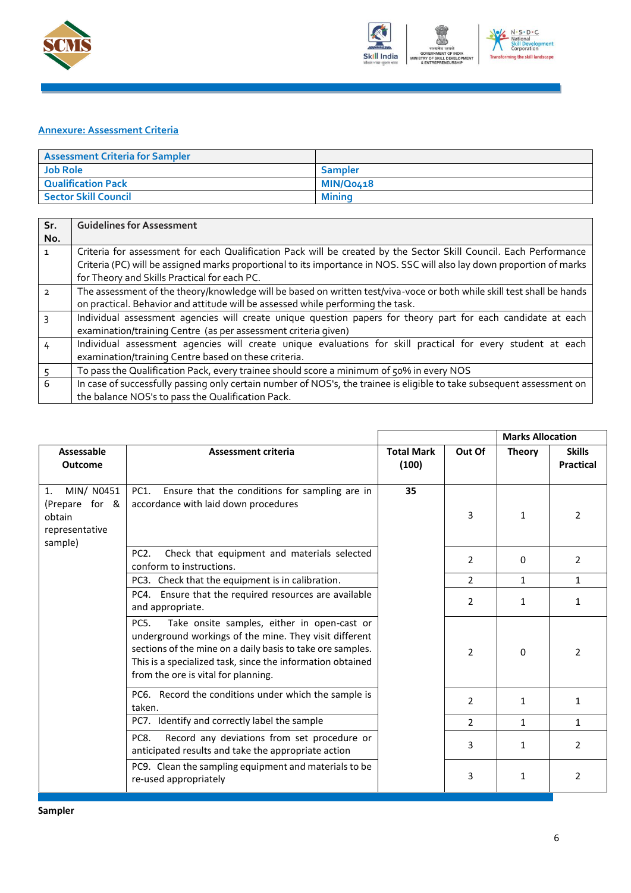## Annexure: Assessment Criteria

| Assessment Criteria for Sampler | |
|---|---|
| Job Role | Sampler |
| Qualification Pack | MIN/Q0418 |
| Sector Skill Council | Mining |

| Sr. No. | Guidelines for Assessment |
|---|---|
| 1 | Criteria for assessment for each Qualification Pack will be created by the Sector Skill Council. Each Performance Criteria (PC) will be assigned marks proportional to its importance in NOS. SSC will also lay down proportion of marks for Theory and Skills Practical for each PC. |
| 2 | The assessment of the theory/knowledge will be based on written test/viva-voce or both while skill test shall be hands on practical. Behavior and attitude will be assessed while performing the task. |
| 3 | Individual assessment agencies will create unique question papers for theory part for each candidate at each examination/training Centre (as per assessment criteria given) |
| 4 | Individual assessment agencies will create unique evaluations for skill practical for every student at each examination/training Centre based on these criteria. |
| 5 | To pass the Qualification Pack, every trainee should score a minimum of 50% in every NOS |
| 6 | In case of successfully passing only certain number of NOS's, the trainee is eligible to take subsequent assessment on the balance NOS's to pass the Qualification Pack. |

| | | | | Marks Allocation | |
|---|---|---|---|---|---|
| **Assessable Outcome** | **Assessment criteria** | **Total Mark (100)** | **Out Of** | **Theory** | **Skills Practical** |
| 1. MIN/ N0451 (Prepare for & obtain representative sample) | PC1. Ensure that the conditions for sampling are in accordance with laid down procedures | 35 | 3 | 1 | 2 |
| | PC2. Check that equipment and materials selected conform to instructions. | | 2 | 0 | 2 |
| | PC3. Check that the equipment is in calibration. | | 2 | 1 | 1 |
| | PC4. Ensure that the required resources are available and appropriate. | | 2 | 1 | 1 |
| | PC5. Take onsite samples, either in open-cast or underground workings of the mine. They visit different sections of the mine on a daily basis to take ore samples. This is a specialized task, since the information obtained from the ore is vital for planning. | | 2 | 0 | 2 |
| | PC6. Record the conditions under which the sample is taken. | | 2 | 1 | 1 |
| | PC7. Identify and correctly label the sample | | 2 | 1 | 1 |
| | PC8. Record any deviations from set procedure or anticipated results and take the appropriate action | | 3 | 1 | 2 |
| | PC9. Clean the sampling equipment and materials to be re-used appropriately | | 3 | 1 | 2 |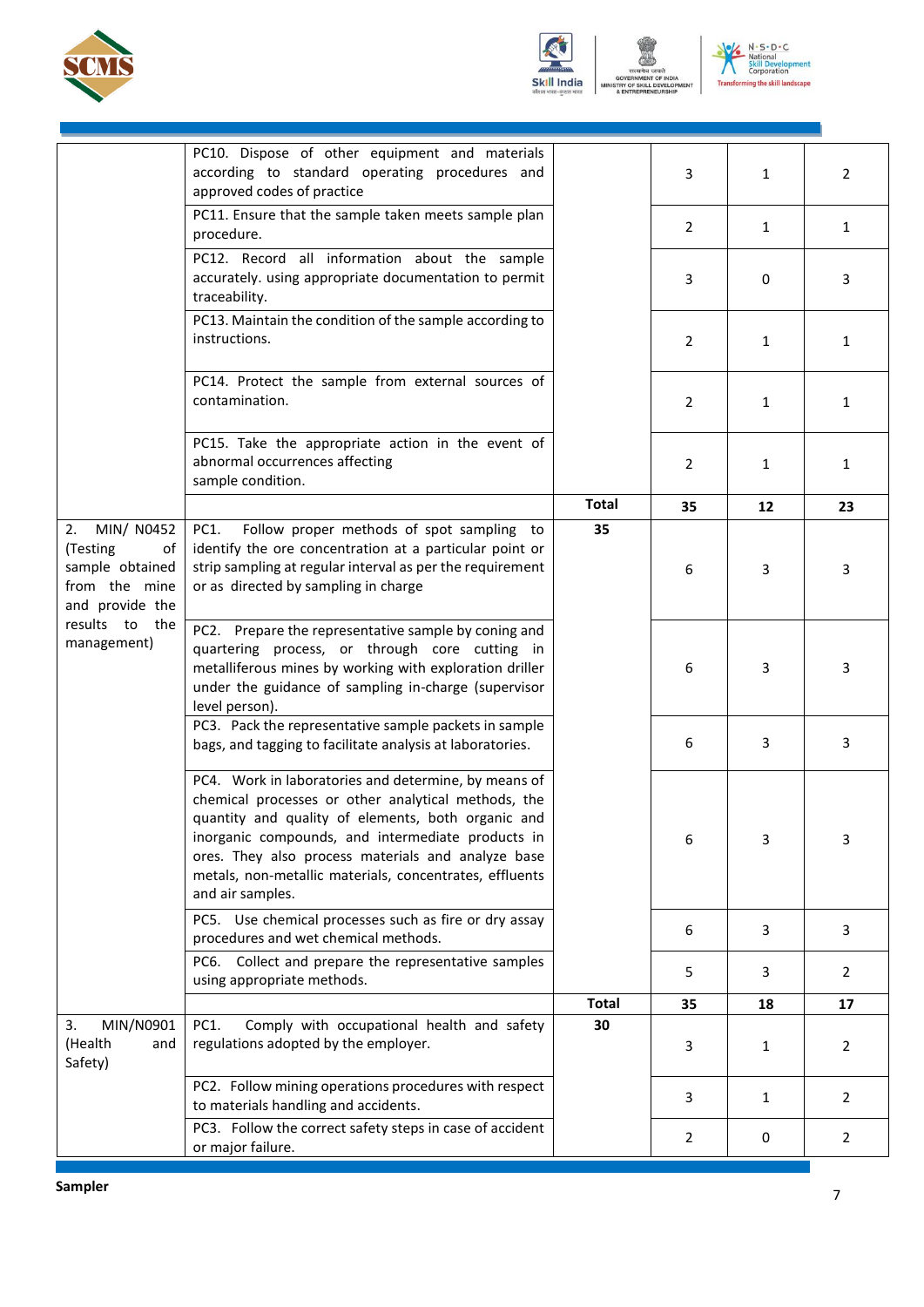| | | | | | |
|---|---|---|---|---|---|
| | PC10. Dispose of other equipment and materials according to standard operating procedures and approved codes of practice | | 3 | 1 | 2 |
| | PC11. Ensure that the sample taken meets sample plan procedure. | | 2 | 1 | 1 |
| | PC12. Record all information about the sample accurately. using appropriate documentation to permit traceability. | | 3 | 0 | 3 |
| | PC13. Maintain the condition of the sample according to instructions. | | 2 | 1 | 1 |
| | PC14. Protect the sample from external sources of contamination. | | 2 | 1 | 1 |
| | PC15. Take the appropriate action in the event of abnormal occurrences affecting sample condition. | | 2 | 1 | 1 |
| | | **Total** | **35** | **12** | **23** |
| 2. MIN/ N0452 (Testing of sample obtained from the mine and provide the results to the management) | PC1. Follow proper methods of spot sampling to identify the ore concentration at a particular point or strip sampling at regular interval as per the requirement or as directed by sampling in charge | **35** | 6 | 3 | 3 |
| | PC2. Prepare the representative sample by coning and quartering process, or through core cutting in metalliferous mines by working with exploration driller under the guidance of sampling in-charge (supervisor level person). | | 6 | 3 | 3 |
| | PC3. Pack the representative sample packets in sample bags, and tagging to facilitate analysis at laboratories. | | 6 | 3 | 3 |
| | PC4. Work in laboratories and determine, by means of chemical processes or other analytical methods, the quantity and quality of elements, both organic and inorganic compounds, and intermediate products in ores. They also process materials and analyze base metals, non-metallic materials, concentrates, effluents and air samples. | | 6 | 3 | 3 |
| | PC5. Use chemical processes such as fire or dry assay procedures and wet chemical methods. | | 6 | 3 | 3 |
| | PC6. Collect and prepare the representative samples using appropriate methods. | | 5 | 3 | 2 |
| | | **Total** | **35** | **18** | **17** |
| 3. MIN/N0901 (Health and Safety) | PC1. Comply with occupational health and safety regulations adopted by the employer. | **30** | 3 | 1 | 2 |
| | PC2. Follow mining operations procedures with respect to materials handling and accidents. | | 3 | 1 | 2 |
| | PC3. Follow the correct safety steps in case of accident or major failure. | | 2 | 0 | 2 |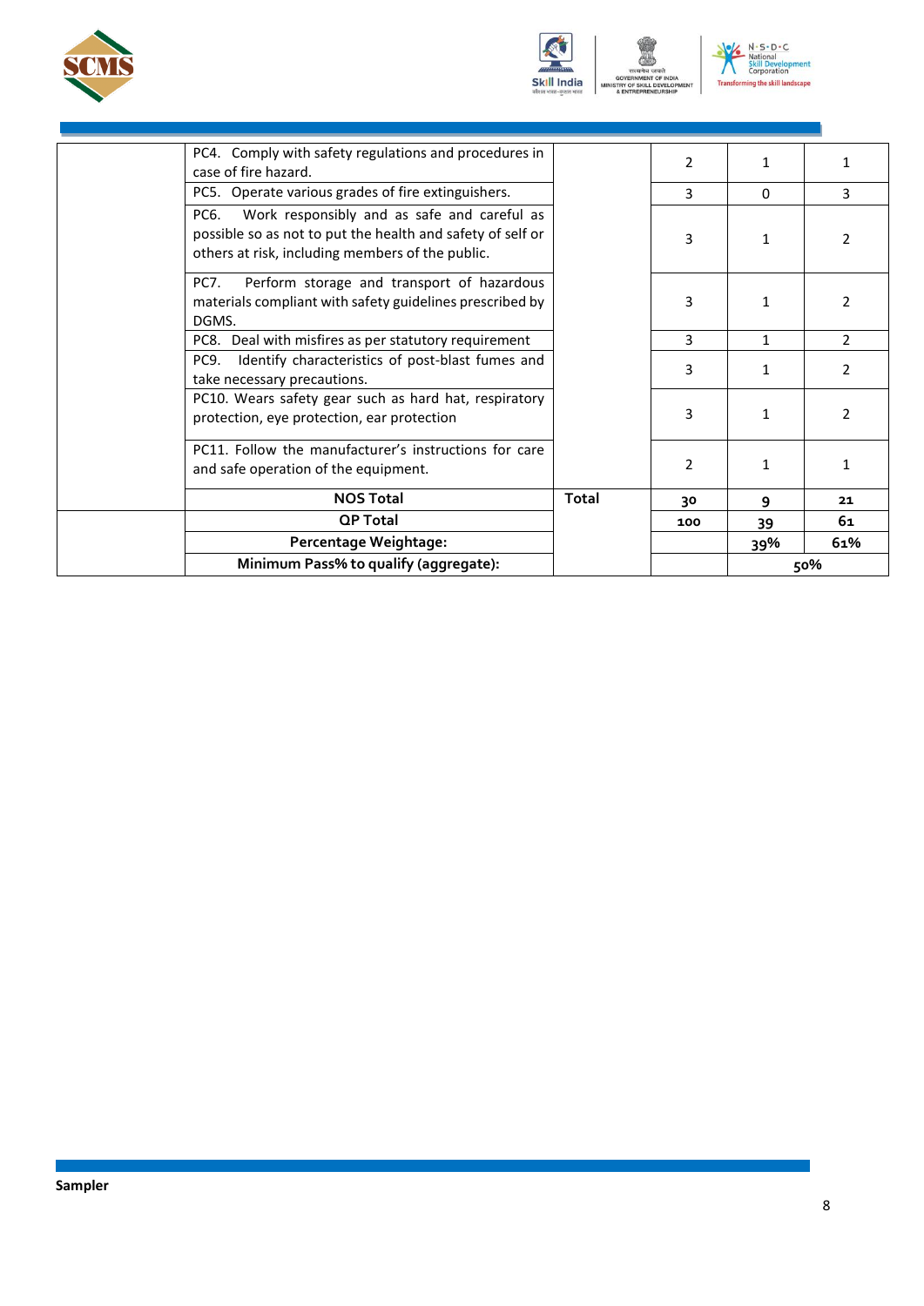| | | | | | |
|---|---|---|---|---|---|
| | PC4. Comply with safety regulations and procedures in case of fire hazard. | | 2 | 1 | 1 |
| | PC5. Operate various grades of fire extinguishers. | | 3 | 0 | 3 |
| | PC6. Work responsibly and as safe and careful as possible so as not to put the health and safety of self or others at risk, including members of the public. | | 3 | 1 | 2 |
| | PC7. Perform storage and transport of hazardous materials compliant with safety guidelines prescribed by DGMS. | | 3 | 1 | 2 |
| | PC8. Deal with misfires as per statutory requirement | | 3 | 1 | 2 |
| | PC9. Identify characteristics of post-blast fumes and take necessary precautions. | | 3 | 1 | 2 |
| | PC10. Wears safety gear such as hard hat, respiratory protection, eye protection, ear protection | | 3 | 1 | 2 |
| | PC11. Follow the manufacturer's instructions for care and safe operation of the equipment. | | 2 | 1 | 1 |
| | **NOS Total** | **Total** | **30** | **9** | **21** |
| | **QP Total** | | **100** | **39** | **61** |
| | **Percentage Weightage:** | | | **39%** | **61%** |
| | **Minimum Pass% to qualify (aggregate):** | | | **50%** | |

**Sampler**